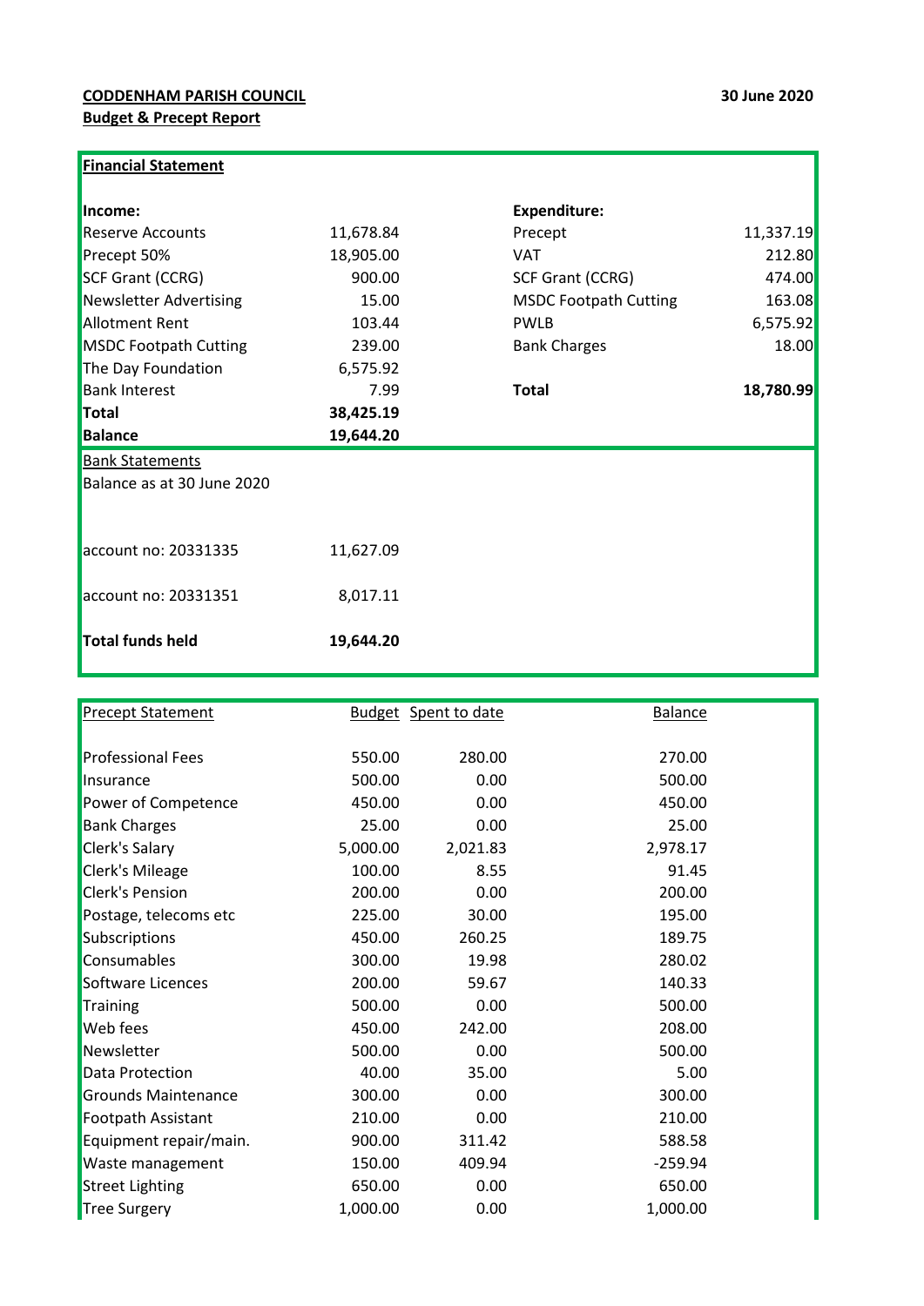**CODDENHAM PARISH COUNCIL**

**Budget & Precept Report**

**30 June 2020**

## Financial Statement

| **Income:** | | **Expenditure:** | |
|---|---|---|---|
| Reserve Accounts | 11,678.84 | Precept | 11,337.19 |
| Precept 50% | 18,905.00 | VAT | 212.80 |
| SCF Grant (CCRG) | 900.00 | SCF Grant (CCRG) | 474.00 |
| Newsletter Advertising | 15.00 | MSDC Footpath Cutting | 163.08 |
| Allotment Rent | 103.44 | PWLB | 6,575.92 |
| MSDC Footpath Cutting | 239.00 | Bank Charges | 18.00 |
| The Day Foundation | 6,575.92 | | |
| Bank Interest | 7.99 | **Total** | **18,780.99** |
| **Total** | **38,425.19** | | |
| **Balance** | **19,644.20** | | |

## Bank Statements

Balance as at 30 June 2020

| | |
|---|---|
| account no: 20331335 | 11,627.09 |
| account no: 20331351 | 8,017.11 |
| **Total funds held** | **19,644.20** |

## Precept Statement

| Precept Statement | Budget | Spent to date | Balance |
|---|---|---|---|
| Professional Fees | 550.00 | 280.00 | 270.00 |
| Insurance | 500.00 | 0.00 | 500.00 |
| Power of Competence | 450.00 | 0.00 | 450.00 |
| Bank Charges | 25.00 | 0.00 | 25.00 |
| Clerk's Salary | 5,000.00 | 2,021.83 | 2,978.17 |
| Clerk's Mileage | 100.00 | 8.55 | 91.45 |
| Clerk's Pension | 200.00 | 0.00 | 200.00 |
| Postage, telecoms etc | 225.00 | 30.00 | 195.00 |
| Subscriptions | 450.00 | 260.25 | 189.75 |
| Consumables | 300.00 | 19.98 | 280.02 |
| Software Licences | 200.00 | 59.67 | 140.33 |
| Training | 500.00 | 0.00 | 500.00 |
| Web fees | 450.00 | 242.00 | 208.00 |
| Newsletter | 500.00 | 0.00 | 500.00 |
| Data Protection | 40.00 | 35.00 | 5.00 |
| Grounds Maintenance | 300.00 | 0.00 | 300.00 |
| Footpath Assistant | 210.00 | 0.00 | 210.00 |
| Equipment repair/main. | 900.00 | 311.42 | 588.58 |
| Waste management | 150.00 | 409.94 | -259.94 |
| Street Lighting | 650.00 | 0.00 | 650.00 |
| Tree Surgery | 1,000.00 | 0.00 | 1,000.00 |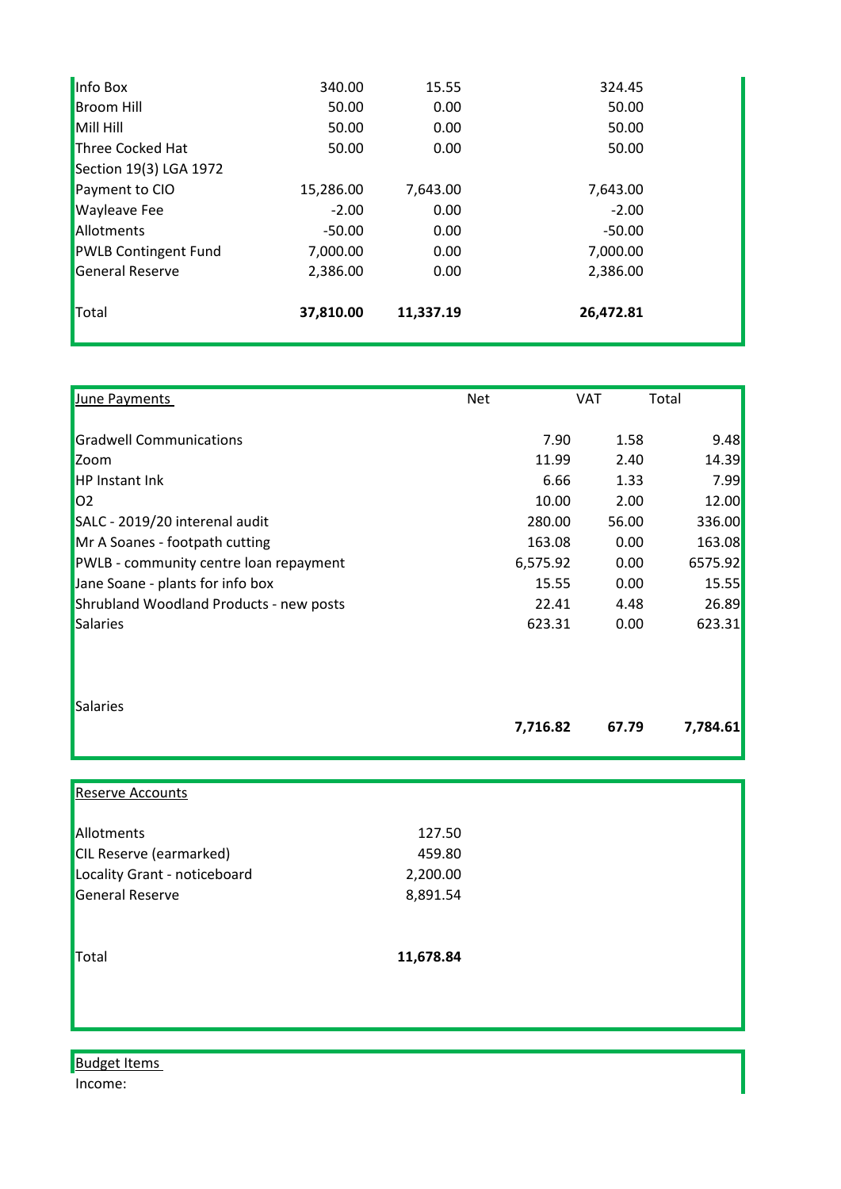| | | | |
|---|---|---|---|
| Info Box | 340.00 | 15.55 | 324.45 |
| Broom Hill | 50.00 | 0.00 | 50.00 |
| Mill Hill | 50.00 | 0.00 | 50.00 |
| Three Cocked Hat | 50.00 | 0.00 | 50.00 |
| Section 19(3) LGA 1972 | | | |
| Payment to CIO | 15,286.00 | 7,643.00 | 7,643.00 |
| Wayleave Fee | -2.00 | 0.00 | -2.00 |
| Allotments | -50.00 | 0.00 | -50.00 |
| PWLB Contingent Fund | 7,000.00 | 0.00 | 7,000.00 |
| General Reserve | 2,386.00 | 0.00 | 2,386.00 |
| Total | **37,810.00** | **11,337.19** | **26,472.81** |

| June Payments | Net | VAT | Total |
|---|---|---|---|
| Gradwell Communications | 7.90 | 1.58 | 9.48 |
| Zoom | 11.99 | 2.40 | 14.39 |
| HP Instant Ink | 6.66 | 1.33 | 7.99 |
| O2 | 10.00 | 2.00 | 12.00 |
| SALC - 2019/20 interenal audit | 280.00 | 56.00 | 336.00 |
| Mr A Soanes - footpath cutting | 163.08 | 0.00 | 163.08 |
| PWLB - community centre loan repayment | 6,575.92 | 0.00 | 6575.92 |
| Jane Soane - plants for info box | 15.55 | 0.00 | 15.55 |
| Shrubland Woodland Products - new posts | 22.41 | 4.48 | 26.89 |
| Salaries | 623.31 | 0.00 | 623.31 |
| Salaries | | | |
| | **7,716.82** | **67.79** | **7,784.61** |

| Reserve Accounts | |
|---|---|
| Allotments | 127.50 |
| CIL Reserve (earmarked) | 459.80 |
| Locality Grant - noticeboard | 2,200.00 |
| General Reserve | 8,891.54 |
| Total | **11,678.84** |

Budget Items

Income: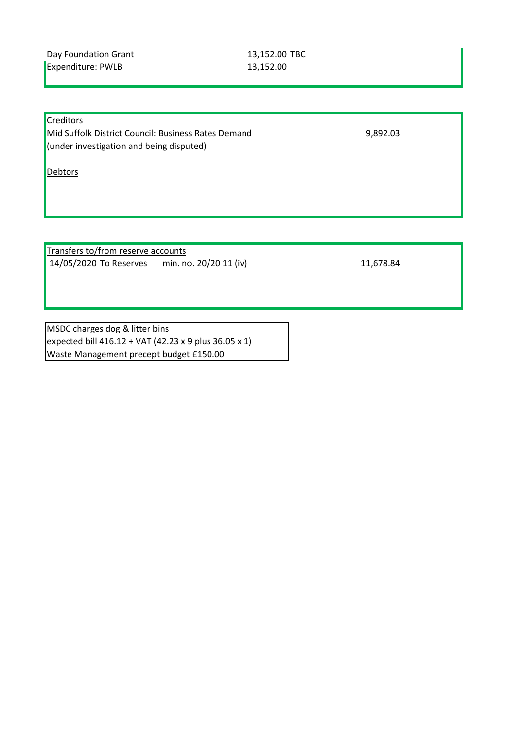| | | |
|---|---|---|
| Day Foundation Grant | 13,152.00 TBC | |
| Expenditure: PWLB | 13,152.00 | |

<u>Creditors</u>

| | |
|---|---|
| Mid Suffolk District Council: Business Rates Demand (under investigation and being disputed) | 9,892.03 |

<u>Debtors</u>

<u>Transfers to/from reserve accounts</u>

| | | | |
|---|---|---|---|
| 14/05/2020 | To Reserves | min. no. 20/20 11 (iv) | 11,678.84 |

MSDC charges dog & litter bins
expected bill 416.12 + VAT (42.23 x 9 plus 36.05 x 1)
Waste Management precept budget £150.00